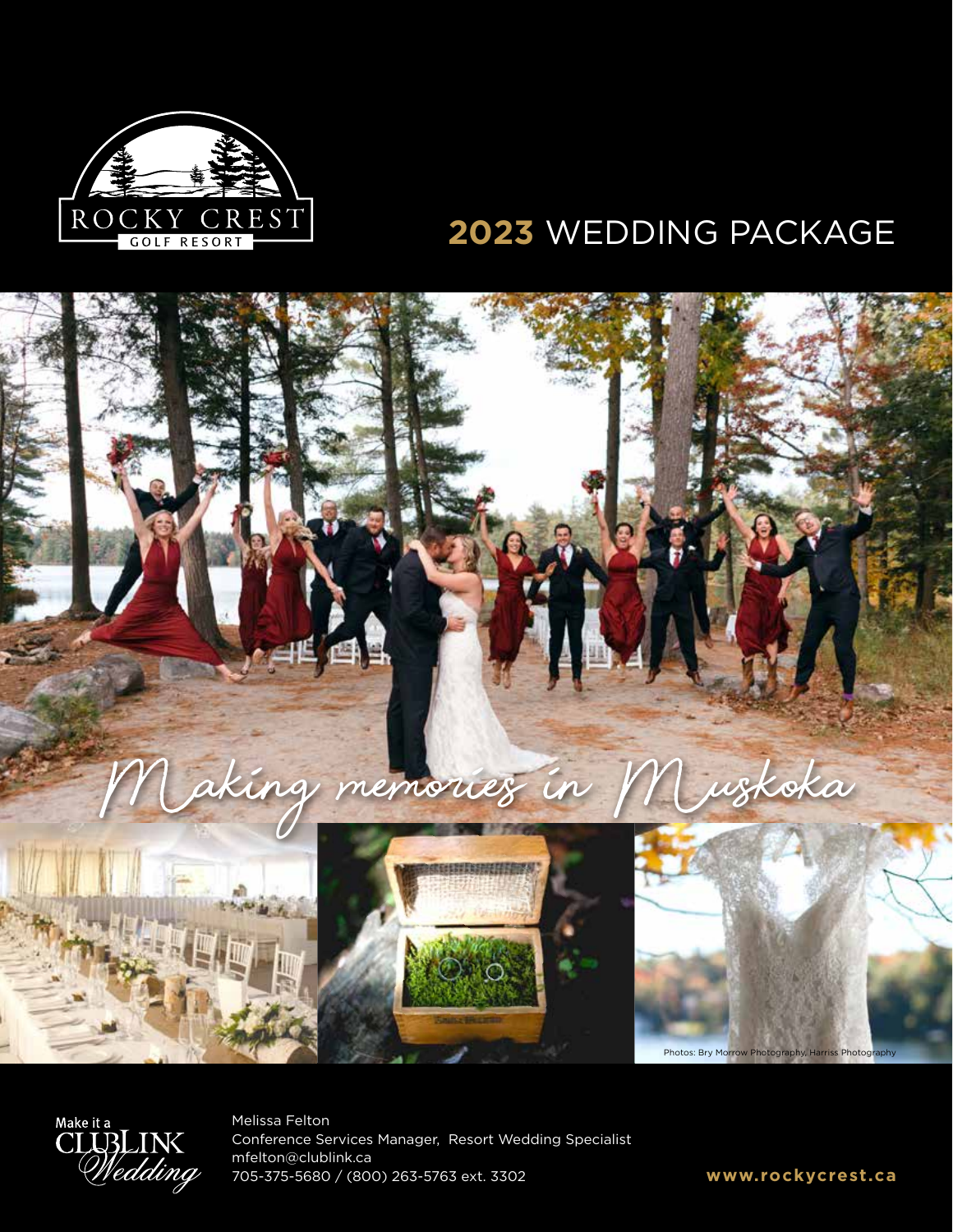ROCKY CREST
GOLF RESORT

# 2023 WEDDING PACKAGE

*Making memories in Muskoka*

Photos: Bry Morrow Photography, Harriss Photography

Make it a CLUBLINK *Wedding*

Melissa Felton
Conference Services Manager, Resort Wedding Specialist
mfelton@clublink.ca
705-375-5680 / (800) 263-5763 ext. 3302

**www.rockycrest.ca**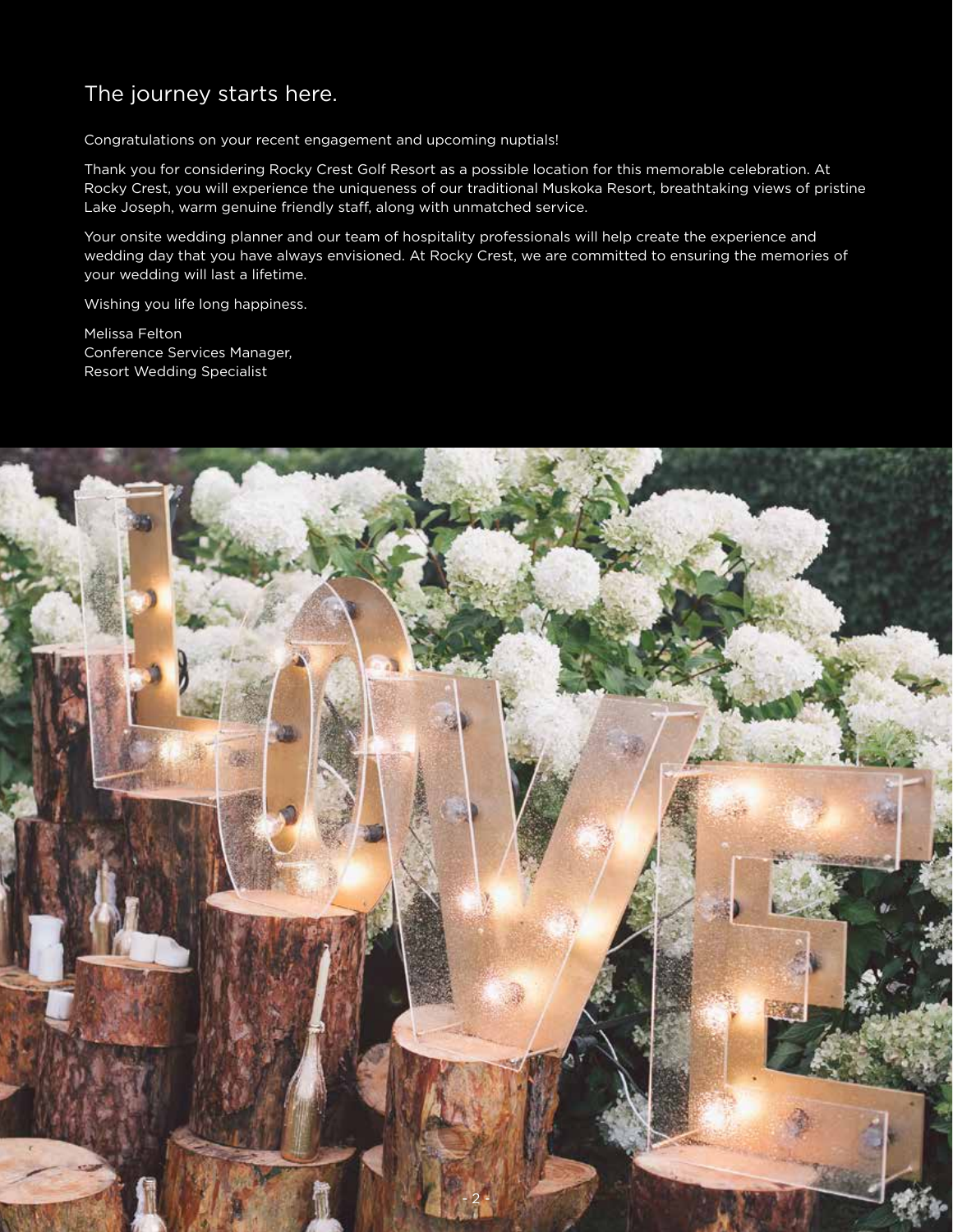## The journey starts here.

Congratulations on your recent engagement and upcoming nuptials!

Thank you for considering Rocky Crest Golf Resort as a possible location for this memorable celebration. At Rocky Crest, you will experience the uniqueness of our traditional Muskoka Resort, breathtaking views of pristine Lake Joseph, warm genuine friendly staff, along with unmatched service.

Your onsite wedding planner and our team of hospitality professionals will help create the experience and wedding day that you have always envisioned. At Rocky Crest, we are committed to ensuring the memories of your wedding will last a lifetime.

Wishing you life long happiness.

Melissa Felton  
Conference Services Manager,  
Resort Wedding Specialist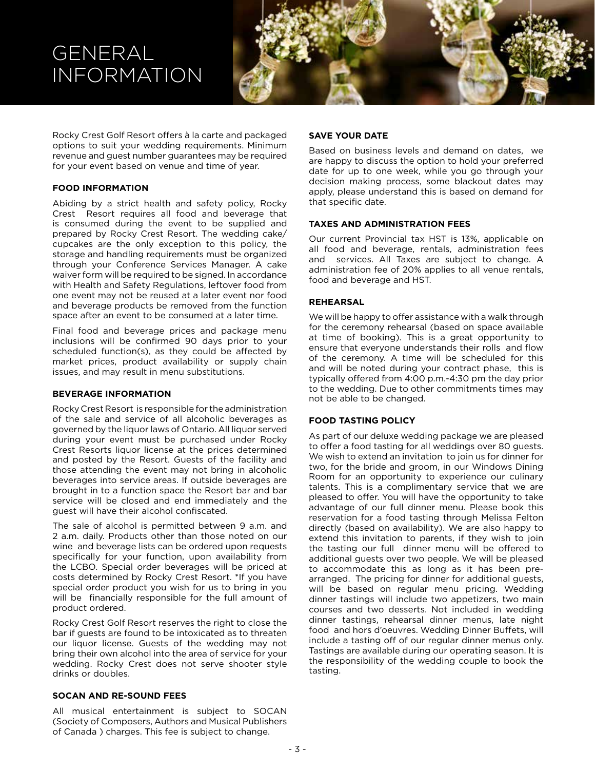# GENERAL INFORMATION

Rocky Crest Golf Resort offers à la carte and packaged options to suit your wedding requirements. Minimum revenue and guest number guarantees may be required for your event based on venue and time of year.

### FOOD INFORMATION

Abiding by a strict health and safety policy, Rocky Crest Resort requires all food and beverage that is consumed during the event to be supplied and prepared by Rocky Crest Resort. The wedding cake/ cupcakes are the only exception to this policy, the storage and handling requirements must be organized through your Conference Services Manager. A cake waiver form will be required to be signed. In accordance with Health and Safety Regulations, leftover food from one event may not be reused at a later event nor food and beverage products be removed from the function space after an event to be consumed at a later time.

Final food and beverage prices and package menu inclusions will be confirmed 90 days prior to your scheduled function(s), as they could be affected by market prices, product availability or supply chain issues, and may result in menu substitutions.

### BEVERAGE INFORMATION

Rocky Crest Resort is responsible for the administration of the sale and service of all alcoholic beverages as governed by the liquor laws of Ontario. All liquor served during your event must be purchased under Rocky Crest Resorts liquor license at the prices determined and posted by the Resort. Guests of the facility and those attending the event may not bring in alcoholic beverages into service areas. If outside beverages are brought in to a function space the Resort bar and bar service will be closed and end immediately and the guest will have their alcohol confiscated.

The sale of alcohol is permitted between 9 a.m. and 2 a.m. daily. Products other than those noted on our wine and beverage lists can be ordered upon requests specifically for your function, upon availability from the LCBO. Special order beverages will be priced at costs determined by Rocky Crest Resort. *If you have special order product you wish for us to bring in you will be financially responsible for the full amount of product ordered.

Rocky Crest Golf Resort reserves the right to close the bar if guests are found to be intoxicated as to threaten our liquor license. Guests of the wedding may not bring their own alcohol into the area of service for your wedding. Rocky Crest does not serve shooter style drinks or doubles.

### SOCAN AND RE-SOUND FEES

All musical entertainment is subject to SOCAN (Society of Composers, Authors and Musical Publishers of Canada ) charges. This fee is subject to change.

### SAVE YOUR DATE

Based on business levels and demand on dates, we are happy to discuss the option to hold your preferred date for up to one week, while you go through your decision making process, some blackout dates may apply, please understand this is based on demand for that specific date.

### TAXES AND ADMINISTRATION FEES

Our current Provincial tax HST is 13%, applicable on all food and beverage, rentals, administration fees and services. All Taxes are subject to change. A administration fee of 20% applies to all venue rentals, food and beverage and HST.

### REHEARSAL

We will be happy to offer assistance with a walk through for the ceremony rehearsal (based on space available at time of booking). This is a great opportunity to ensure that everyone understands their rolls and flow of the ceremony. A time will be scheduled for this and will be noted during your contract phase, this is typically offered from 4:00 p.m.-4:30 pm the day prior to the wedding. Due to other commitments times may not be able to be changed.

### FOOD TASTING POLICY

As part of our deluxe wedding package we are pleased to offer a food tasting for all weddings over 80 guests. We wish to extend an invitation to join us for dinner for two, for the bride and groom, in our Windows Dining Room for an opportunity to experience our culinary talents. This is a complimentary service that we are pleased to offer. You will have the opportunity to take advantage of our full dinner menu. Please book this reservation for a food tasting through Melissa Felton directly (based on availability). We are also happy to extend this invitation to parents, if they wish to join the tasting our full dinner menu will be offered to additional guests over two people. We will be pleased to accommodate this as long as it has been pre-arranged. The pricing for dinner for additional guests, will be based on regular menu pricing. Wedding dinner tastings will include two appetizers, two main courses and two desserts. Not included in wedding dinner tastings, rehearsal dinner menus, late night food and hors d'oeuvres. Wedding Dinner Buffets, will include a tasting off of our regular dinner menus only. Tastings are available during our operating season. It is the responsibility of the wedding couple to book the tasting.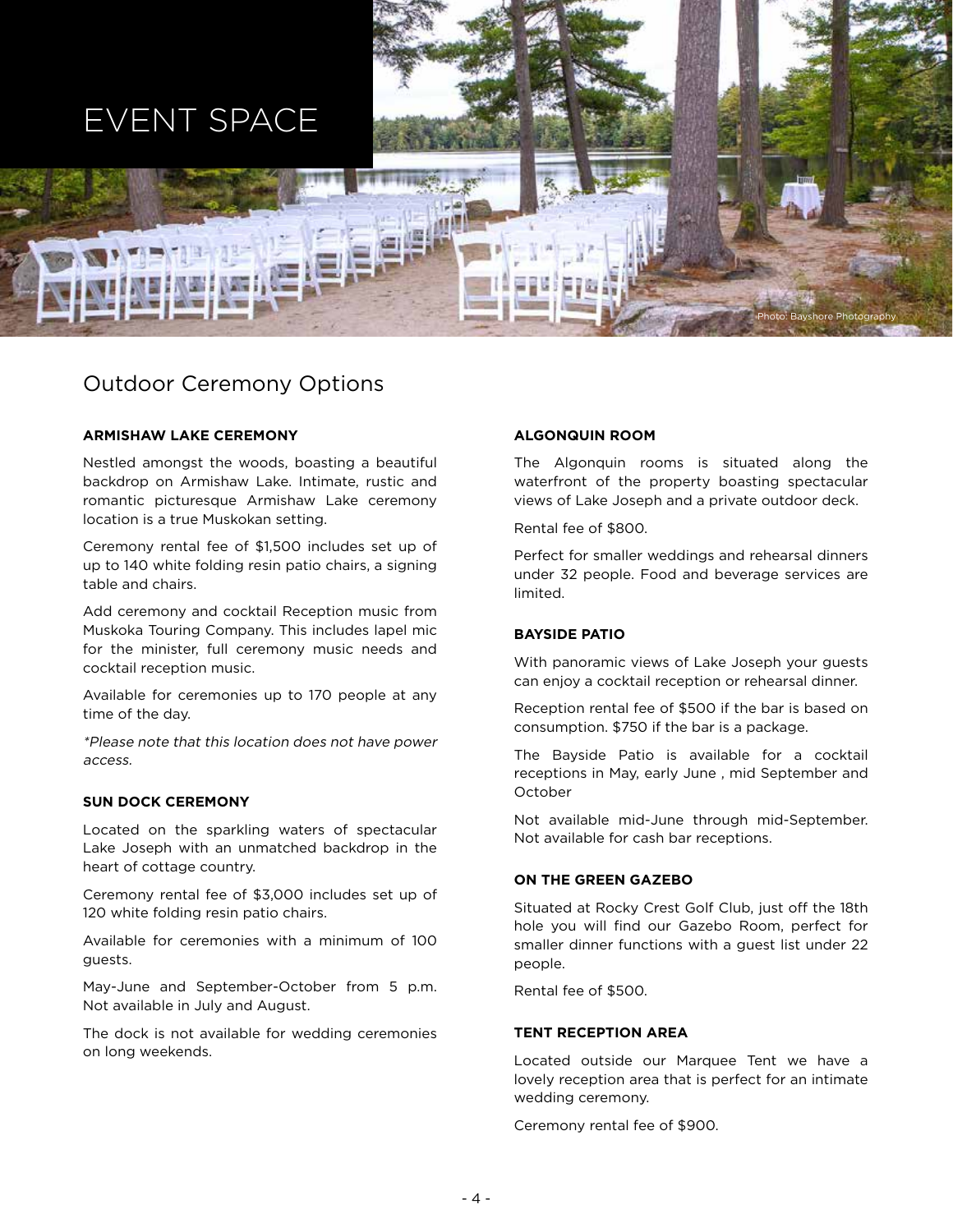# EVENT SPACE

Photo: Bayshore Photography

## Outdoor Ceremony Options

### ARMISHAW LAKE CEREMONY

Nestled amongst the woods, boasting a beautiful backdrop on Armishaw Lake. Intimate, rustic and romantic picturesque Armishaw Lake ceremony location is a true Muskokan setting.

Ceremony rental fee of $1,500 includes set up of up to 140 white folding resin patio chairs, a signing table and chairs.

Add ceremony and cocktail Reception music from Muskoka Touring Company. This includes lapel mic for the minister, full ceremony music needs and cocktail reception music.

Available for ceremonies up to 170 people at any time of the day.

*\*Please note that this location does not have power access.*

### SUN DOCK CEREMONY

Located on the sparkling waters of spectacular Lake Joseph with an unmatched backdrop in the heart of cottage country.

Ceremony rental fee of $3,000 includes set up of 120 white folding resin patio chairs.

Available for ceremonies with a minimum of 100 guests.

May-June and September-October from 5 p.m. Not available in July and August.

The dock is not available for wedding ceremonies on long weekends.

### ALGONQUIN ROOM

The Algonquin rooms is situated along the waterfront of the property boasting spectacular views of Lake Joseph and a private outdoor deck.

Rental fee of $800.

Perfect for smaller weddings and rehearsal dinners under 32 people. Food and beverage services are limited.

### BAYSIDE PATIO

With panoramic views of Lake Joseph your guests can enjoy a cocktail reception or rehearsal dinner.

Reception rental fee of $500 if the bar is based on consumption. $750 if the bar is a package.

The Bayside Patio is available for a cocktail receptions in May, early June , mid September and October

Not available mid-June through mid-September. Not available for cash bar receptions.

### ON THE GREEN GAZEBO

Situated at Rocky Crest Golf Club, just off the 18th hole you will find our Gazebo Room, perfect for smaller dinner functions with a guest list under 22 people.

Rental fee of $500.

### TENT RECEPTION AREA

Located outside our Marquee Tent we have a lovely reception area that is perfect for an intimate wedding ceremony.

Ceremony rental fee of $900.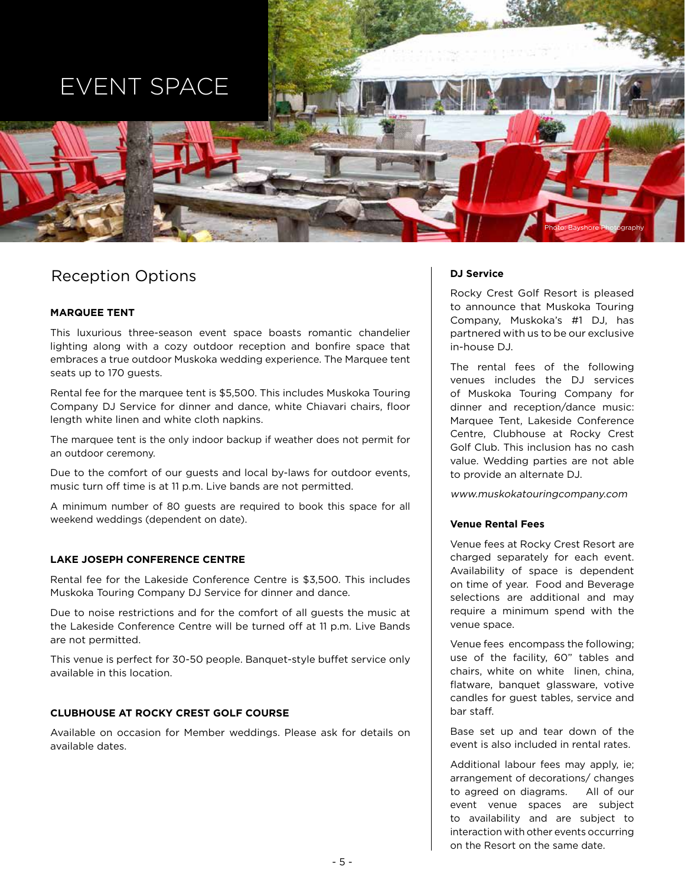# EVENT SPACE

Photo: Bayshore Photography

## Reception Options

### MARQUEE TENT

This luxurious three-season event space boasts romantic chandelier lighting along with a cozy outdoor reception and bonfire space that embraces a true outdoor Muskoka wedding experience. The Marquee tent seats up to 170 guests.

Rental fee for the marquee tent is $5,500. This includes Muskoka Touring Company DJ Service for dinner and dance, white Chiavari chairs, floor length white linen and white cloth napkins.

The marquee tent is the only indoor backup if weather does not permit for an outdoor ceremony.

Due to the comfort of our guests and local by-laws for outdoor events, music turn off time is at 11 p.m. Live bands are not permitted.

A minimum number of 80 guests are required to book this space for all weekend weddings (dependent on date).

### LAKE JOSEPH CONFERENCE CENTRE

Rental fee for the Lakeside Conference Centre is $3,500. This includes Muskoka Touring Company DJ Service for dinner and dance.

Due to noise restrictions and for the comfort of all guests the music at the Lakeside Conference Centre will be turned off at 11 p.m. Live Bands are not permitted.

This venue is perfect for 30-50 people. Banquet-style buffet service only available in this location.

### CLUBHOUSE AT ROCKY CREST GOLF COURSE

Available on occasion for Member weddings. Please ask for details on available dates.

### DJ Service

Rocky Crest Golf Resort is pleased to announce that Muskoka Touring Company, Muskoka's #1 DJ, has partnered with us to be our exclusive in-house DJ.

The rental fees of the following venues includes the DJ services of Muskoka Touring Company for dinner and reception/dance music: Marquee Tent, Lakeside Conference Centre, Clubhouse at Rocky Crest Golf Club. This inclusion has no cash value. Wedding parties are not able to provide an alternate DJ.

*www.muskokatouringcompany.com*

### Venue Rental Fees

Venue fees at Rocky Crest Resort are charged separately for each event. Availability of space is dependent on time of year. Food and Beverage selections are additional and may require a minimum spend with the venue space.

Venue fees encompass the following; use of the facility, 60" tables and chairs, white on white linen, china, flatware, banquet glassware, votive candles for guest tables, service and bar staff.

Base set up and tear down of the event is also included in rental rates.

Additional labour fees may apply, ie; arrangement of decorations/ changes to agreed on diagrams. All of our event venue spaces are subject to availability and are subject to interaction with other events occurring on the Resort on the same date.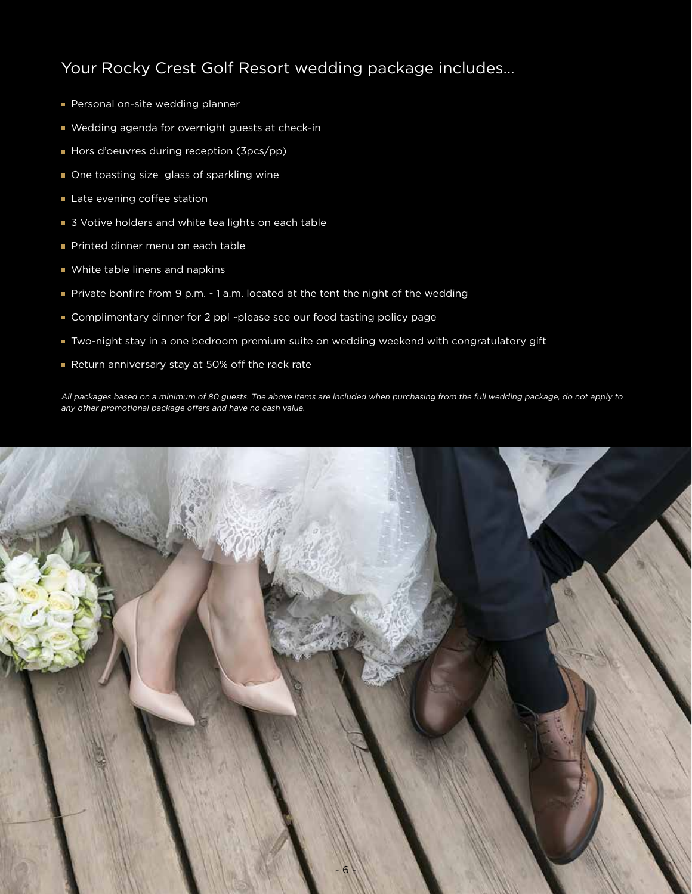## Your Rocky Crest Golf Resort wedding package includes...

- Personal on-site wedding planner
- Wedding agenda for overnight guests at check-in
- Hors d'oeuvres during reception (3pcs/pp)
- One toasting size glass of sparkling wine
- Late evening coffee station
- 3 Votive holders and white tea lights on each table
- Printed dinner menu on each table
- White table linens and napkins
- Private bonfire from 9 p.m. - 1 a.m. located at the tent the night of the wedding
- Complimentary dinner for 2 ppl -please see our food tasting policy page
- Two-night stay in a one bedroom premium suite on wedding weekend with congratulatory gift
- Return anniversary stay at 50% off the rack rate

*All packages based on a minimum of 80 guests. The above items are included when purchasing from the full wedding package, do not apply to any other promotional package offers and have no cash value.*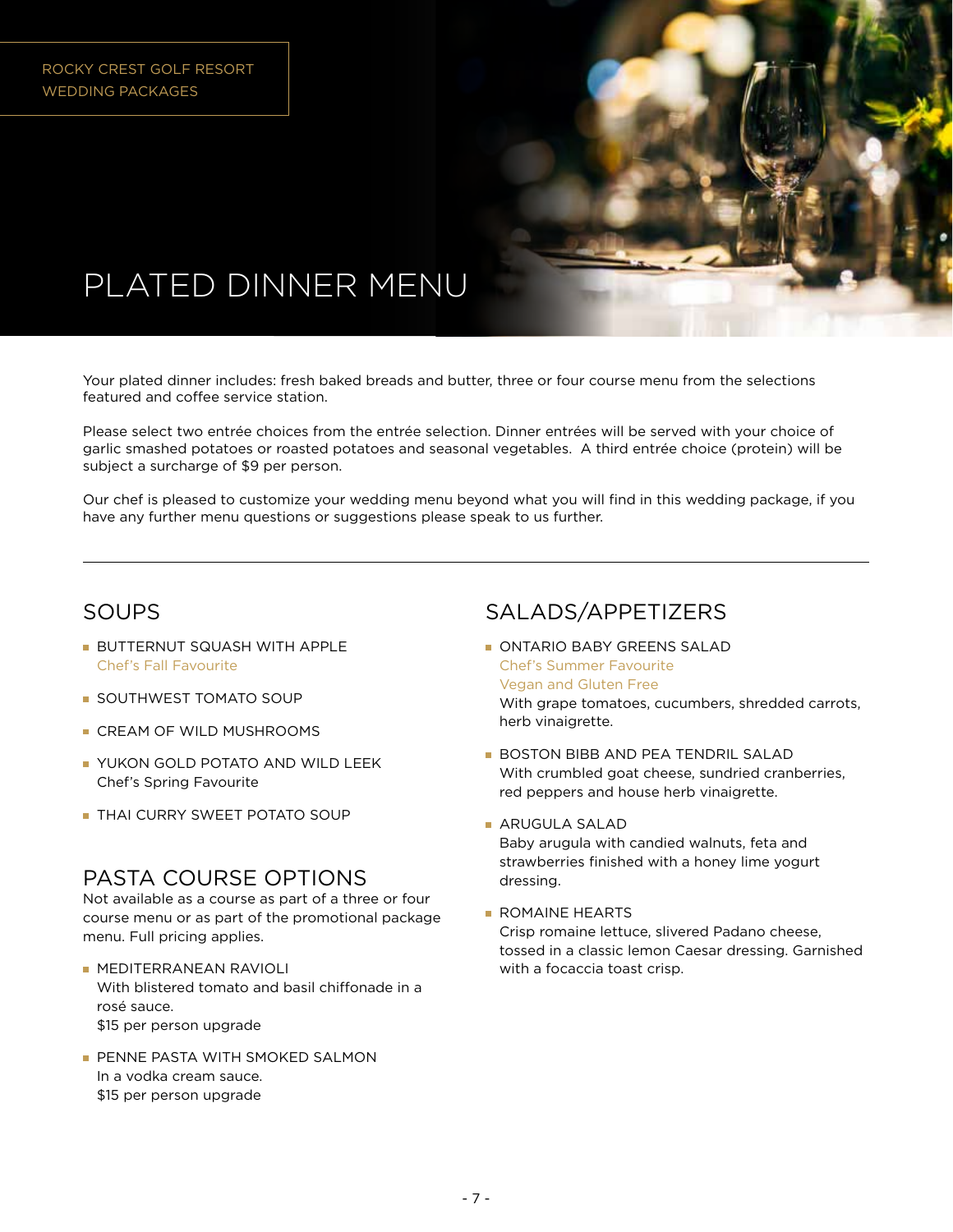# PLATED DINNER MENU

Your plated dinner includes: fresh baked breads and butter, three or four course menu from the selections featured and coffee service station.

Please select two entrée choices from the entrée selection. Dinner entrées will be served with your choice of garlic smashed potatoes or roasted potatoes and seasonal vegetables.  A third entrée choice (protein) will be subject a surcharge of $9 per person.

Our chef is pleased to customize your wedding menu beyond what you will find in this wedding package, if you have any further menu questions or suggestions please speak to us further.

---

## SOUPS

- BUTTERNUT SQUASH WITH APPLE
  Chef's Fall Favourite
- SOUTHWEST TOMATO SOUP
- CREAM OF WILD MUSHROOMS
- YUKON GOLD POTATO AND WILD LEEK
  Chef's Spring Favourite
- THAI CURRY SWEET POTATO SOUP

## PASTA COURSE OPTIONS

Not available as a course as part of a three or four course menu or as part of the promotional package menu. Full pricing applies.

- MEDITERRANEAN RAVIOLI
  With blistered tomato and basil chiffonade in a rosé sauce.
  $15 per person upgrade
- PENNE PASTA WITH SMOKED SALMON
  In a vodka cream sauce.
  $15 per person upgrade

## SALADS/APPETIZERS

- ONTARIO BABY GREENS SALAD
  Chef's Summer Favourite
  Vegan and Gluten Free
  With grape tomatoes, cucumbers, shredded carrots, herb vinaigrette.
- BOSTON BIBB AND PEA TENDRIL SALAD
  With crumbled goat cheese, sundried cranberries, red peppers and house herb vinaigrette.
- ARUGULA SALAD
  Baby arugula with candied walnuts, feta and strawberries finished with a honey lime yogurt dressing.
- ROMAINE HEARTS
  Crisp romaine lettuce, slivered Padano cheese, tossed in a classic lemon Caesar dressing. Garnished with a focaccia toast crisp.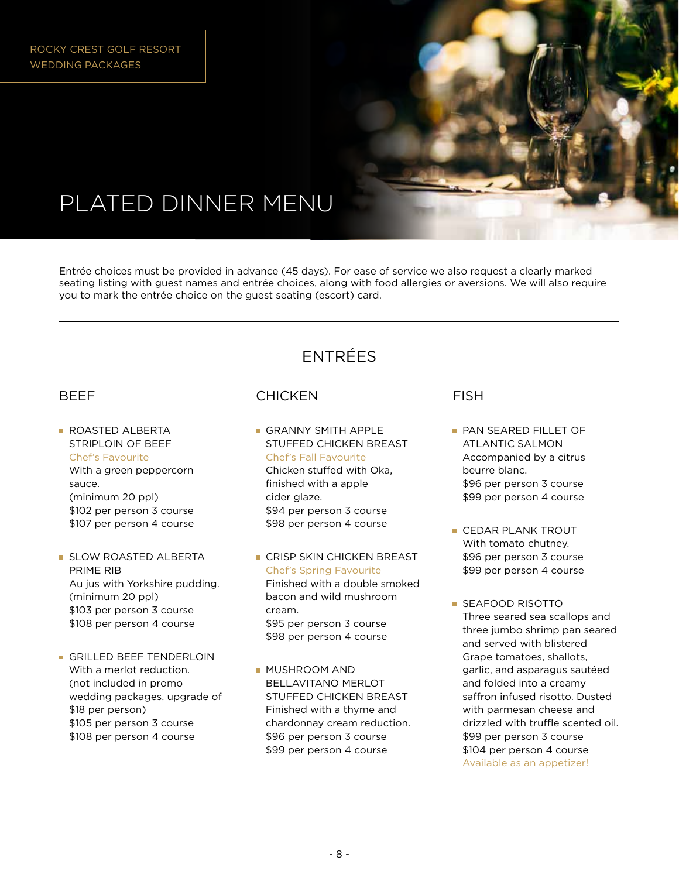ROCKY CREST GOLF RESORT
WEDDING PACKAGES

# PLATED DINNER MENU

Entrée choices must be provided in advance (45 days). For ease of service we also request a clearly marked seating listing with guest names and entrée choices, along with food allergies or aversions. We will also require you to mark the entrée choice on the guest seating (escort) card.

---

## ENTRÉES

### BEEF

- **ROASTED ALBERTA STRIPLOIN OF BEEF**
  Chef's Favourite
  With a green peppercorn sauce.
  (minimum 20 ppl)
  $102 per person 3 course
  $107 per person 4 course

- **SLOW ROASTED ALBERTA PRIME RIB**
  Au jus with Yorkshire pudding.
  (minimum 20 ppl)
  $103 per person 3 course
  $108 per person 4 course

- **GRILLED BEEF TENDERLOIN**
  With a merlot reduction.
  (not included in promo wedding packages, upgrade of $18 per person)
  $105 per person 3 course
  $108 per person 4 course

### CHICKEN

- **GRANNY SMITH APPLE STUFFED CHICKEN BREAST**
  Chef's Fall Favourite
  Chicken stuffed with Oka, finished with a apple cider glaze.
  $94 per person 3 course
  $98 per person 4 course

- **CRISP SKIN CHICKEN BREAST**
  Chef's Spring Favourite
  Finished with a double smoked bacon and wild mushroom cream.
  $95 per person 3 course
  $98 per person 4 course

- **MUSHROOM AND BELLAVITANO MERLOT STUFFED CHICKEN BREAST**
  Finished with a thyme and chardonnay cream reduction.
  $96 per person 3 course
  $99 per person 4 course

### FISH

- **PAN SEARED FILLET OF ATLANTIC SALMON**
  Accompanied by a citrus beurre blanc.
  $96 per person 3 course
  $99 per person 4 course

- **CEDAR PLANK TROUT**
  With tomato chutney.
  $96 per person 3 course
  $99 per person 4 course

- **SEAFOOD RISOTTO**
  Three seared sea scallops and three jumbo shrimp pan seared and served with blistered Grape tomatoes, shallots, garlic, and asparagus sautéed and folded into a creamy saffron infused risotto. Dusted with parmesan cheese and drizzled with truffle scented oil.
  $99 per person 3 course
  $104 per person 4 course
  Available as an appetizer!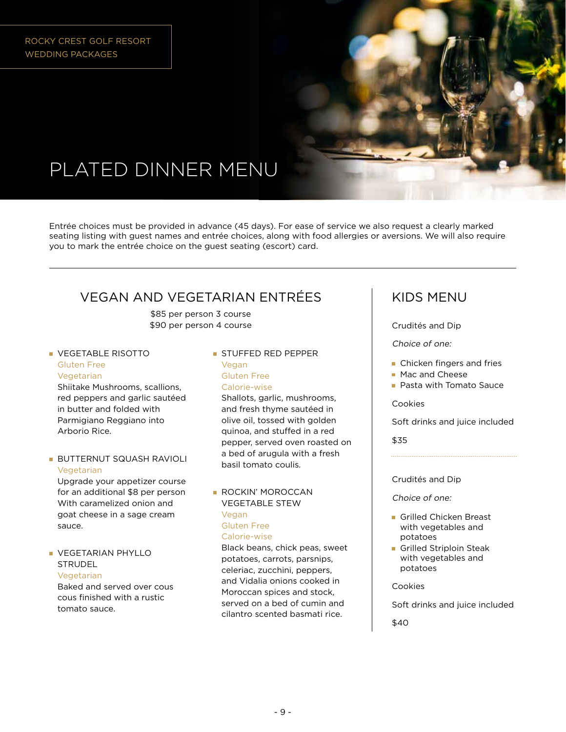ROCKY CREST GOLF RESORT
WEDDING PACKAGES

# PLATED DINNER MENU

Entrée choices must be provided in advance (45 days). For ease of service we also request a clearly marked seating listing with guest names and entrée choices, along with food allergies or aversions. We will also require you to mark the entrée choice on the guest seating (escort) card.

---

## VEGAN AND VEGETARIAN ENTRÉES

$85 per person 3 course
$90 per person 4 course

- **VEGETABLE RISOTTO**
  Gluten Free
  Vegetarian
  Shiitake Mushrooms, scallions, red peppers and garlic sautéed in butter and folded with Parmigiano Reggiano into Arborio Rice.

- **BUTTERNUT SQUASH RAVIOLI**
  Vegetarian
  Upgrade your appetizer course for an additional $8 per person With caramelized onion and goat cheese in a sage cream sauce.

- **VEGETARIAN PHYLLO STRUDEL**
  Vegetarian
  Baked and served over cous cous finished with a rustic tomato sauce.

- **STUFFED RED PEPPER**
  Vegan
  Gluten Free
  Calorie-wise
  Shallots, garlic, mushrooms, and fresh thyme sautéed in olive oil, tossed with golden quinoa, and stuffed in a red pepper, served oven roasted on a bed of arugula with a fresh basil tomato coulis.

- **ROCKIN' MOROCCAN VEGETABLE STEW**
  Vegan
  Gluten Free
  Calorie-wise
  Black beans, chick peas, sweet potatoes, carrots, parsnips, celeriac, zucchini, peppers, and Vidalia onions cooked in Moroccan spices and stock, served on a bed of cumin and cilantro scented basmati rice.

## KIDS MENU

Crudités and Dip

*Choice of one:*

- Chicken fingers and fries
- Mac and Cheese
- Pasta with Tomato Sauce

Cookies

Soft drinks and juice included

$35

---

Crudités and Dip

*Choice of one:*

- Grilled Chicken Breast with vegetables and potatoes
- Grilled Striploin Steak with vegetables and potatoes

Cookies

Soft drinks and juice included

$40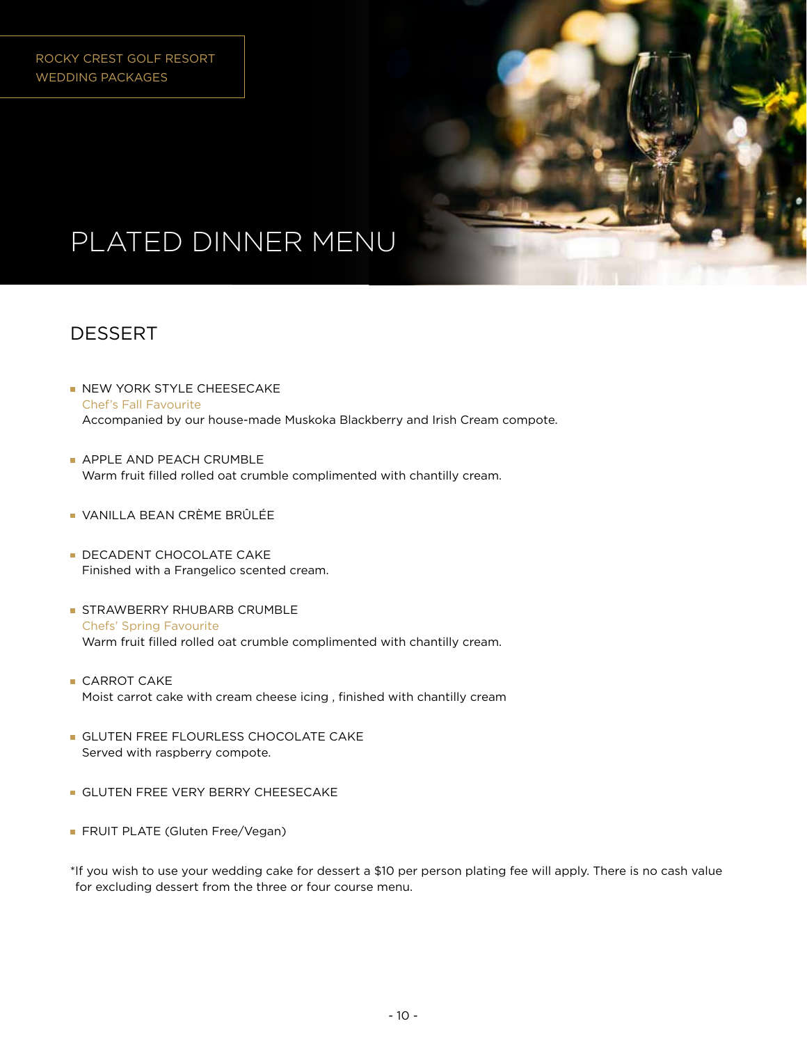ROCKY CREST GOLF RESORT
WEDDING PACKAGES

# PLATED DINNER MENU

## DESSERT

- NEW YORK STYLE CHEESECAKE
  *Chef's Fall Favourite*
  Accompanied by our house-made Muskoka Blackberry and Irish Cream compote.

- APPLE AND PEACH CRUMBLE
  Warm fruit filled rolled oat crumble complimented with chantilly cream.

- VANILLA BEAN CRÈME BRÛLÉE

- DECADENT CHOCOLATE CAKE
  Finished with a Frangelico scented cream.

- STRAWBERRY RHUBARB CRUMBLE
  *Chefs' Spring Favourite*
  Warm fruit filled rolled oat crumble complimented with chantilly cream.

- CARROT CAKE
  Moist carrot cake with cream cheese icing , finished with chantilly cream

- GLUTEN FREE FLOURLESS CHOCOLATE CAKE
  Served with raspberry compote.

- GLUTEN FREE VERY BERRY CHEESECAKE

- FRUIT PLATE (Gluten Free/Vegan)

*If you wish to use your wedding cake for dessert a $10 per person plating fee will apply. There is no cash value for excluding dessert from the three or four course menu.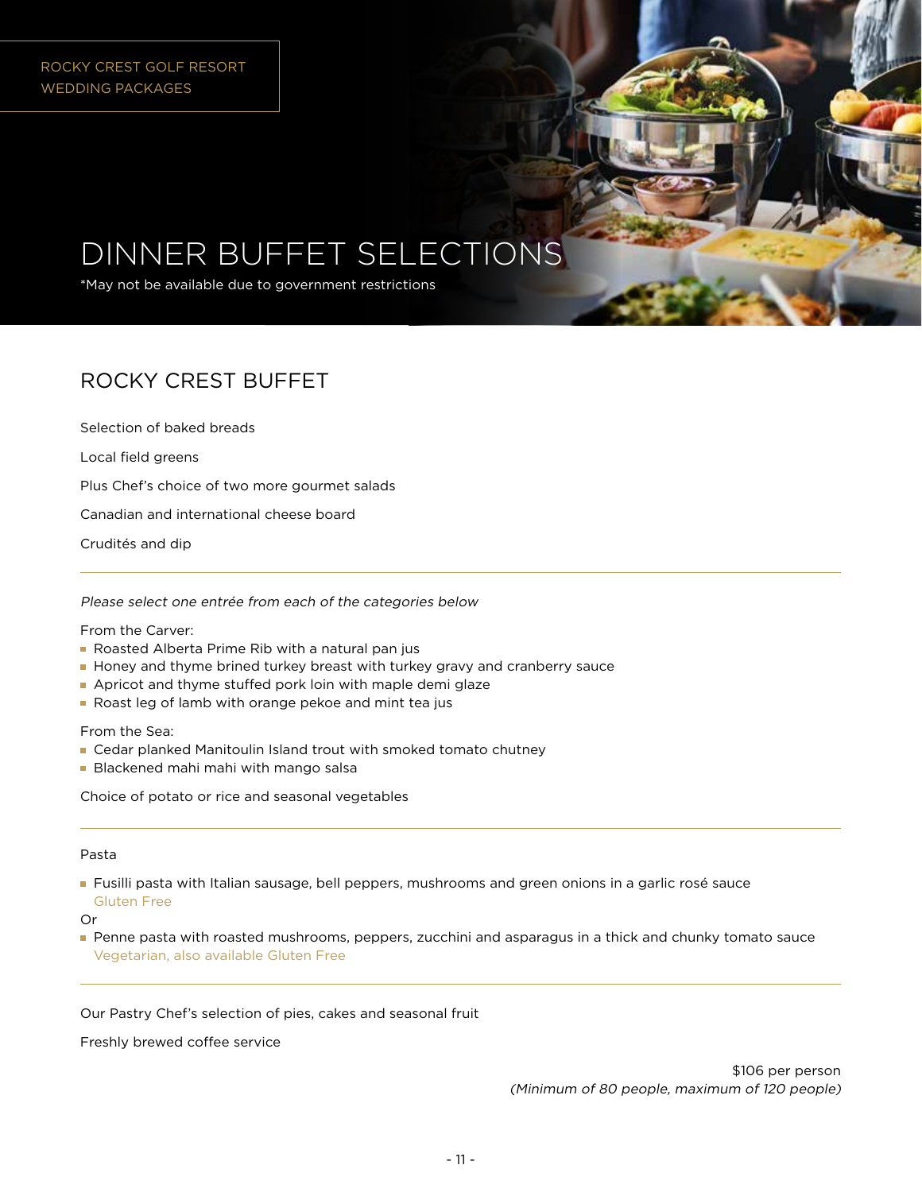# DINNER BUFFET SELECTIONS

*May not be available due to government restrictions

## ROCKY CREST BUFFET

Selection of baked breads

Local field greens

Plus Chef's choice of two more gourmet salads

Canadian and international cheese board

Crudités and dip

---

*Please select one entrée from each of the categories below*

From the Carver:

- Roasted Alberta Prime Rib with a natural pan jus
- Honey and thyme brined turkey breast with turkey gravy and cranberry sauce
- Apricot and thyme stuffed pork loin with maple demi glaze
- Roast leg of lamb with orange pekoe and mint tea jus

From the Sea:

- Cedar planked Manitoulin Island trout with smoked tomato chutney
- Blackened mahi mahi with mango salsa

Choice of potato or rice and seasonal vegetables

---

Pasta

- Fusilli pasta with Italian sausage, bell peppers, mushrooms and green onions in a garlic rosé sauce
  Gluten Free

Or

- Penne pasta with roasted mushrooms, peppers, zucchini and asparagus in a thick and chunky tomato sauce
  Vegetarian, also available Gluten Free

---

Our Pastry Chef's selection of pies, cakes and seasonal fruit

Freshly brewed coffee service

$106 per person
*(Minimum of 80 people, maximum of 120 people)*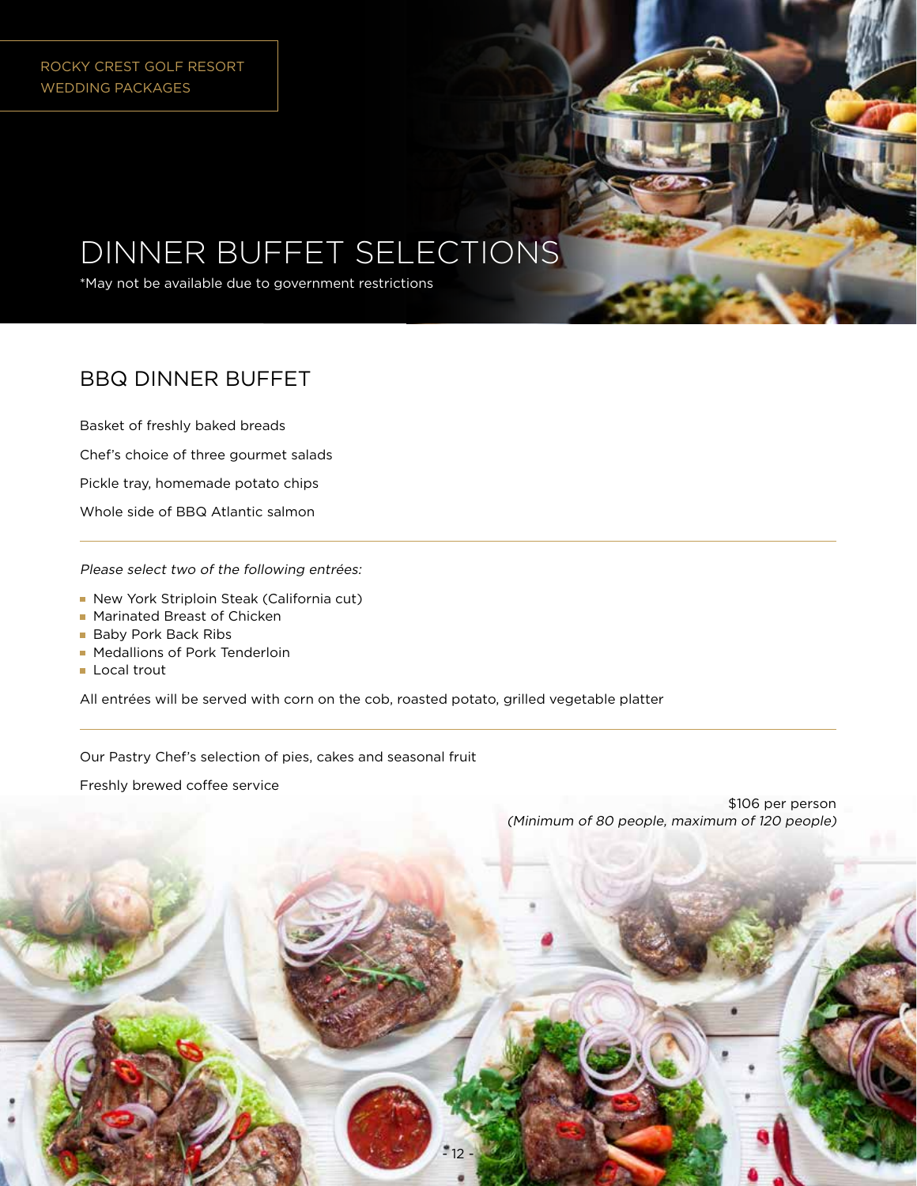# DINNER BUFFET SELECTIONS

*May not be available due to government restrictions

## BBQ DINNER BUFFET

Basket of freshly baked breads

Chef's choice of three gourmet salads

Pickle tray, homemade potato chips

Whole side of BBQ Atlantic salmon

---

*Please select two of the following entrées:*

- New York Striploin Steak (California cut)
- Marinated Breast of Chicken
- Baby Pork Back Ribs
- Medallions of Pork Tenderloin
- Local trout

All entrées will be served with corn on the cob, roasted potato, grilled vegetable platter

---

Our Pastry Chef's selection of pies, cakes and seasonal fruit

Freshly brewed coffee service

$106 per person
*(Minimum of 80 people, maximum of 120 people)*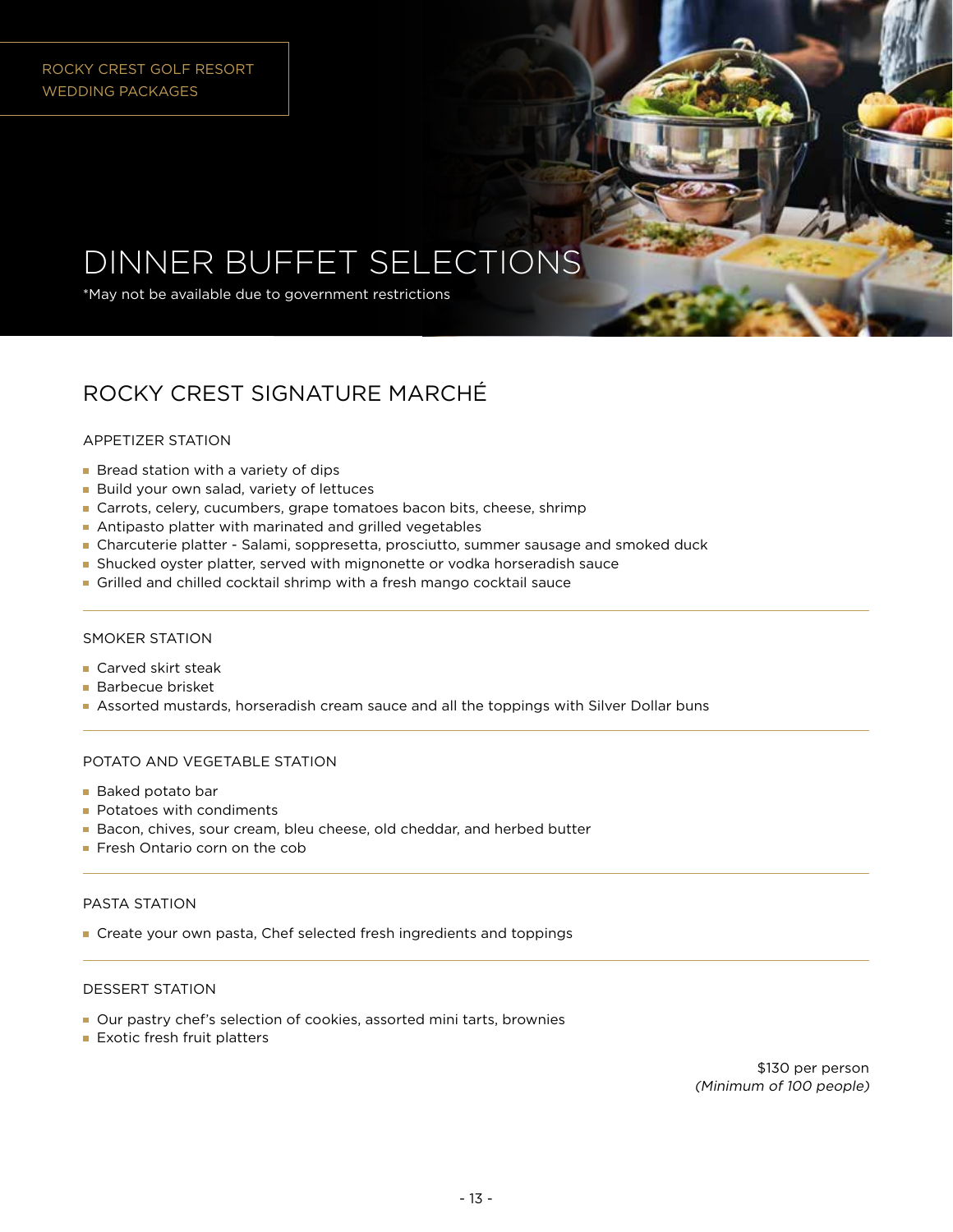# DINNER BUFFET SELECTIONS

*May not be available due to government restrictions

## ROCKY CREST SIGNATURE MARCHÉ

### APPETIZER STATION

- Bread station with a variety of dips
- Build your own salad, variety of lettuces
- Carrots, celery, cucumbers, grape tomatoes bacon bits, cheese, shrimp
- Antipasto platter with marinated and grilled vegetables
- Charcuterie platter - Salami, soppresetta, prosciutto, summer sausage and smoked duck
- Shucked oyster platter, served with mignonette or vodka horseradish sauce
- Grilled and chilled cocktail shrimp with a fresh mango cocktail sauce

### SMOKER STATION

- Carved skirt steak
- Barbecue brisket
- Assorted mustards, horseradish cream sauce and all the toppings with Silver Dollar buns

### POTATO AND VEGETABLE STATION

- Baked potato bar
- Potatoes with condiments
- Bacon, chives, sour cream, bleu cheese, old cheddar, and herbed butter
- Fresh Ontario corn on the cob

### PASTA STATION

- Create your own pasta, Chef selected fresh ingredients and toppings

### DESSERT STATION

- Our pastry chef's selection of cookies, assorted mini tarts, brownies
- Exotic fresh fruit platters

$130 per person
*(Minimum of 100 people)*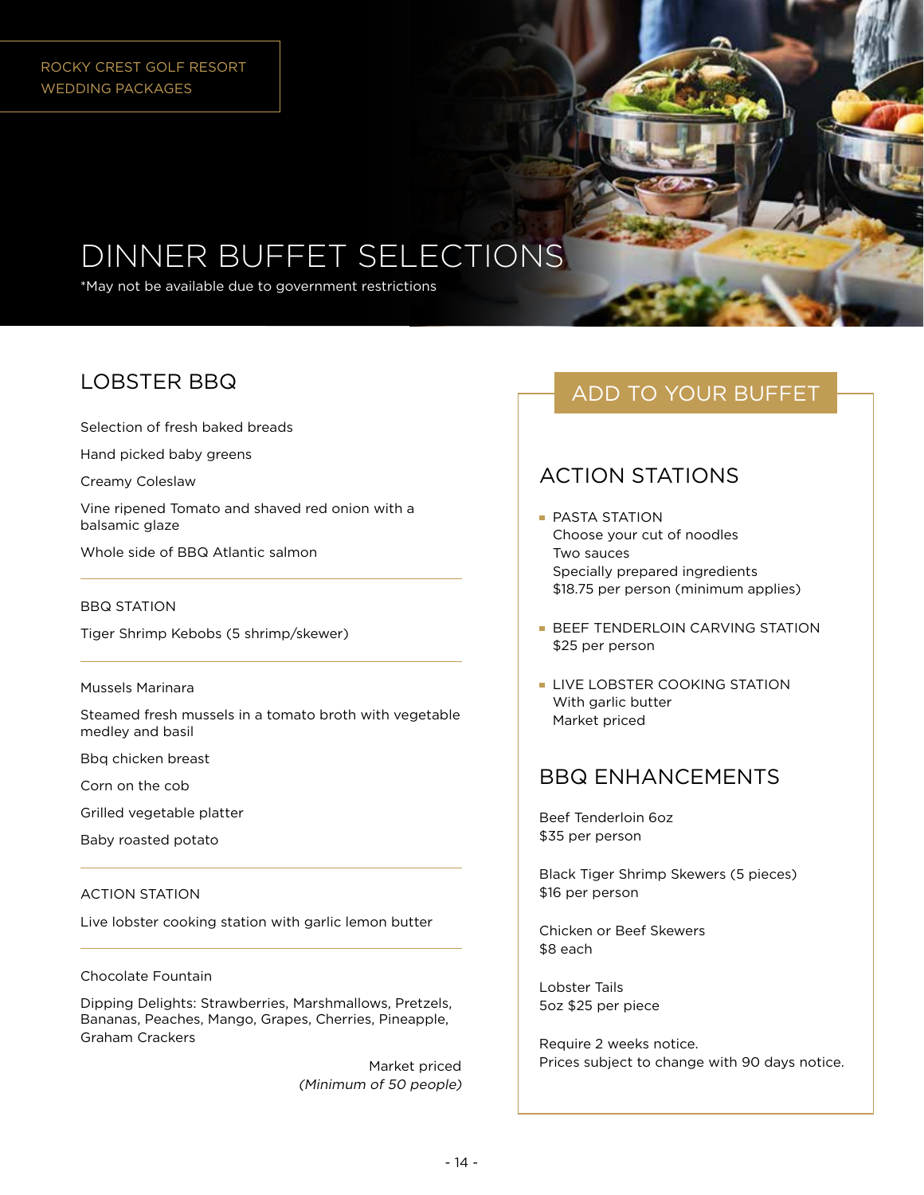ROCKY CREST GOLF RESORT
WEDDING PACKAGES

# DINNER BUFFET SELECTIONS

*May not be available due to government restrictions

## LOBSTER BBQ

Selection of fresh baked breads

Hand picked baby greens

Creamy Coleslaw

Vine ripened Tomato and shaved red onion with a balsamic glaze

Whole side of BBQ Atlantic salmon

---

BBQ STATION

Tiger Shrimp Kebobs (5 shrimp/skewer)

---

Mussels Marinara

Steamed fresh mussels in a tomato broth with vegetable medley and basil

Bbq chicken breast

Corn on the cob

Grilled vegetable platter

Baby roasted potato

---

ACTION STATION

Live lobster cooking station with garlic lemon butter

---

Chocolate Fountain

Dipping Delights: Strawberries, Marshmallows, Pretzels, Bananas, Peaches, Mango, Grapes, Cherries, Pineapple, Graham Crackers

Market priced
*(Minimum of 50 people)*

## ADD TO YOUR BUFFET

### ACTION STATIONS

- PASTA STATION
  Choose your cut of noodles
  Two sauces
  Specially prepared ingredients
  $18.75 per person (minimum applies)
- BEEF TENDERLOIN CARVING STATION
  $25 per person
- LIVE LOBSTER COOKING STATION
  With garlic butter
  Market priced

### BBQ ENHANCEMENTS

Beef Tenderloin 6oz
$35 per person

Black Tiger Shrimp Skewers (5 pieces)
$16 per person

Chicken or Beef Skewers
$8 each

Lobster Tails
5oz $25 per piece

Require 2 weeks notice.
Prices subject to change with 90 days notice.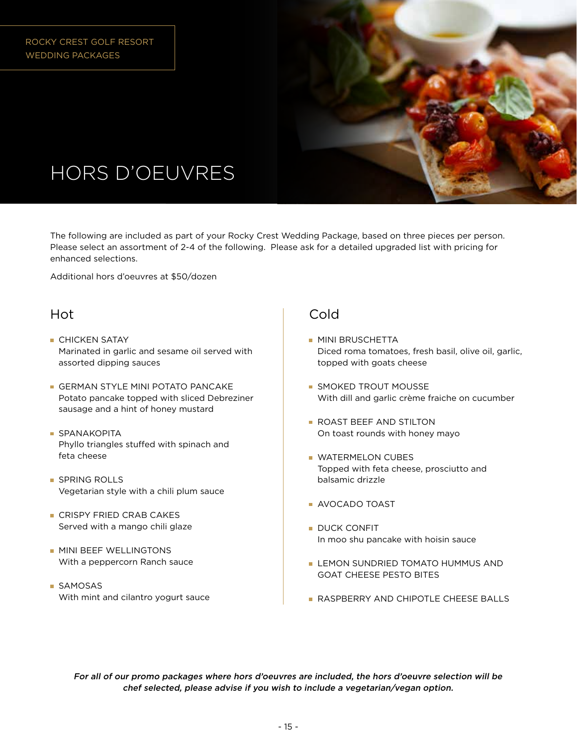ROCKY CREST GOLF RESORT
WEDDING PACKAGES

# HORS D'OEUVRES

The following are included as part of your Rocky Crest Wedding Package, based on three pieces per person. Please select an assortment of 2-4 of the following. Please ask for a detailed upgraded list with pricing for enhanced selections.

Additional hors d'oeuvres at $50/dozen

## Hot

- CHICKEN SATAY
  Marinated in garlic and sesame oil served with assorted dipping sauces
- GERMAN STYLE MINI POTATO PANCAKE
  Potato pancake topped with sliced Debreziner sausage and a hint of honey mustard
- SPANAKOPITA
  Phyllo triangles stuffed with spinach and feta cheese
- SPRING ROLLS
  Vegetarian style with a chili plum sauce
- CRISPY FRIED CRAB CAKES
  Served with a mango chili glaze
- MINI BEEF WELLINGTONS
  With a peppercorn Ranch sauce
- SAMOSAS
  With mint and cilantro yogurt sauce

## Cold

- MINI BRUSCHETTA
  Diced roma tomatoes, fresh basil, olive oil, garlic, topped with goats cheese
- SMOKED TROUT MOUSSE
  With dill and garlic crème fraiche on cucumber
- ROAST BEEF AND STILTON
  On toast rounds with honey mayo
- WATERMELON CUBES
  Topped with feta cheese, prosciutto and balsamic drizzle
- AVOCADO TOAST
- DUCK CONFIT
  In moo shu pancake with hoisin sauce
- LEMON SUNDRIED TOMATO HUMMUS AND GOAT CHEESE PESTO BITES
- RASPBERRY AND CHIPOTLE CHEESE BALLS

*For all of our promo packages where hors d'oeuvres are included, the hors d'oeuvre selection will be chef selected, please advise if you wish to include a vegetarian/vegan option.*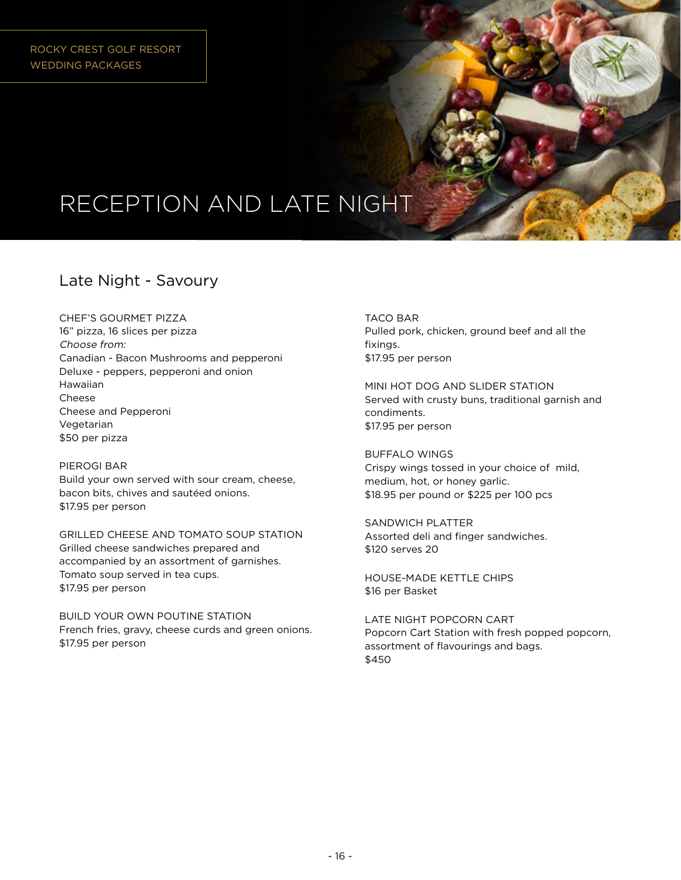# RECEPTION AND LATE NIGHT

## Late Night - Savoury

CHEF'S GOURMET PIZZA
16" pizza, 16 slices per pizza
*Choose from:*
Canadian - Bacon Mushrooms and pepperoni
Deluxe - peppers, pepperoni and onion
Hawaiian
Cheese
Cheese and Pepperoni
Vegetarian
$50 per pizza

PIEROGI BAR
Build your own served with sour cream, cheese, bacon bits, chives and sautéed onions.
$17.95 per person

GRILLED CHEESE AND TOMATO SOUP STATION
Grilled cheese sandwiches prepared and accompanied by an assortment of garnishes. Tomato soup served in tea cups.
$17.95 per person

BUILD YOUR OWN POUTINE STATION
French fries, gravy, cheese curds and green onions.
$17.95 per person

TACO BAR
Pulled pork, chicken, ground beef and all the fixings.
$17.95 per person

MINI HOT DOG AND SLIDER STATION
Served with crusty buns, traditional garnish and condiments.
$17.95 per person

BUFFALO WINGS
Crispy wings tossed in your choice of mild, medium, hot, or honey garlic.
$18.95 per pound or $225 per 100 pcs

SANDWICH PLATTER
Assorted deli and finger sandwiches.
$120 serves 20

HOUSE-MADE KETTLE CHIPS
$16 per Basket

LATE NIGHT POPCORN CART
Popcorn Cart Station with fresh popped popcorn, assortment of flavourings and bags.
$450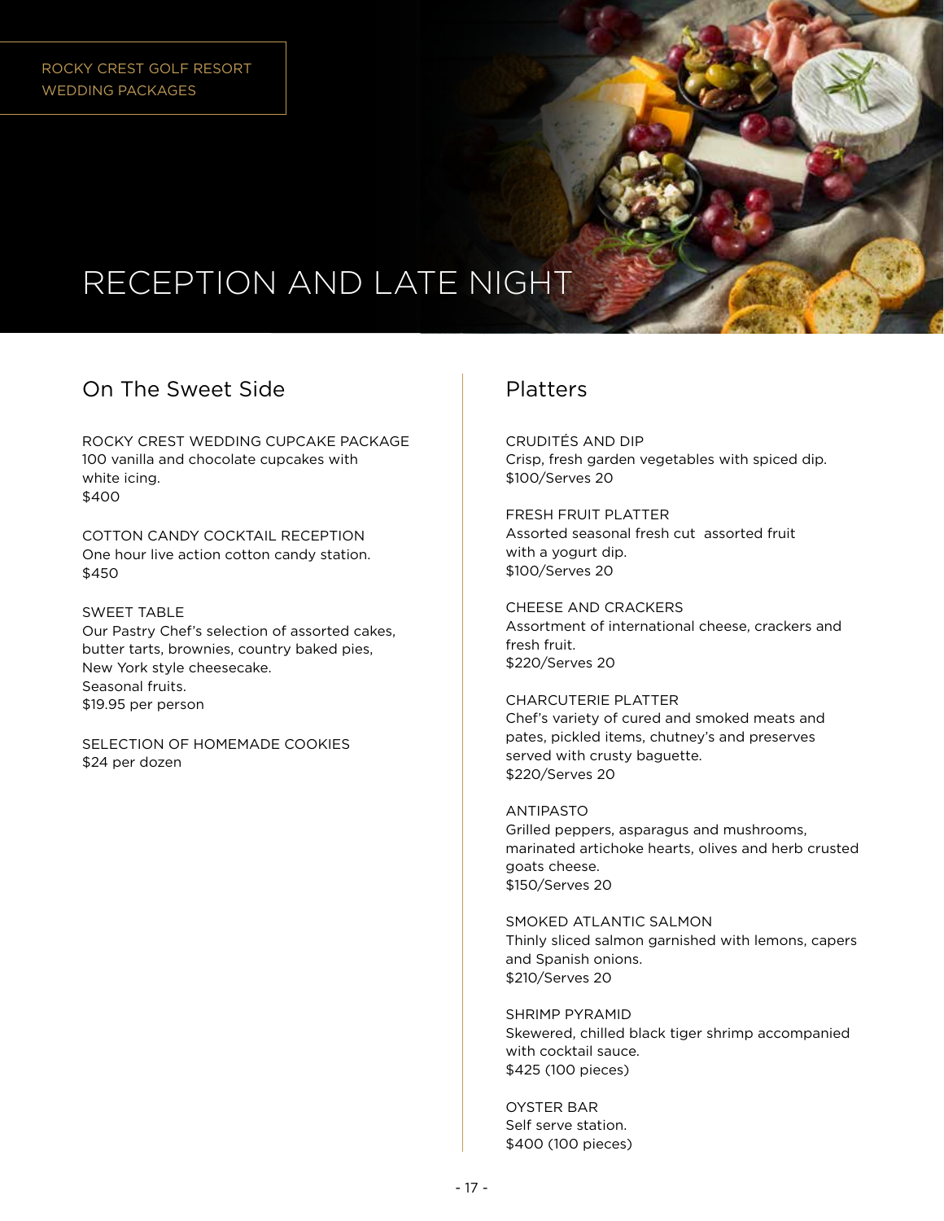# RECEPTION AND LATE NIGHT

## On The Sweet Side

ROCKY CREST WEDDING CUPCAKE PACKAGE
100 vanilla and chocolate cupcakes with white icing.
$400

COTTON CANDY COCKTAIL RECEPTION
One hour live action cotton candy station.
$450

SWEET TABLE
Our Pastry Chef's selection of assorted cakes, butter tarts, brownies, country baked pies, New York style cheesecake.
Seasonal fruits.
$19.95 per person

SELECTION OF HOMEMADE COOKIES
$24 per dozen

## Platters

CRUDITÉS AND DIP
Crisp, fresh garden vegetables with spiced dip.
$100/Serves 20

FRESH FRUIT PLATTER
Assorted seasonal fresh cut  assorted fruit with a yogurt dip.
$100/Serves 20

CHEESE AND CRACKERS
Assortment of international cheese, crackers and fresh fruit.
$220/Serves 20

CHARCUTERIE PLATTER
Chef's variety of cured and smoked meats and pates, pickled items, chutney's and preserves served with crusty baguette.
$220/Serves 20

ANTIPASTO
Grilled peppers, asparagus and mushrooms, marinated artichoke hearts, olives and herb crusted goats cheese.
$150/Serves 20

SMOKED ATLANTIC SALMON
Thinly sliced salmon garnished with lemons, capers and Spanish onions.
$210/Serves 20

SHRIMP PYRAMID
Skewered, chilled black tiger shrimp accompanied with cocktail sauce.
$425 (100 pieces)

OYSTER BAR
Self serve station.
$400 (100 pieces)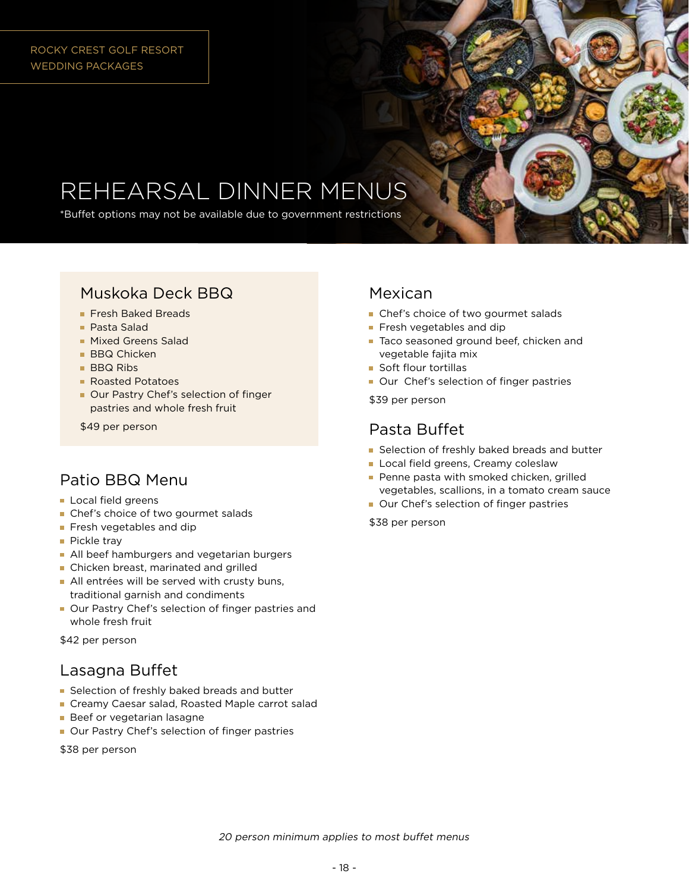# REHEARSAL DINNER MENUS

*Buffet options may not be available due to government restrictions

## Muskoka Deck BBQ

- Fresh Baked Breads
- Pasta Salad
- Mixed Greens Salad
- BBQ Chicken
- BBQ Ribs
- Roasted Potatoes
- Our Pastry Chef's selection of finger pastries and whole fresh fruit

$49 per person

## Patio BBQ Menu

- Local field greens
- Chef's choice of two gourmet salads
- Fresh vegetables and dip
- Pickle tray
- All beef hamburgers and vegetarian burgers
- Chicken breast, marinated and grilled
- All entrées will be served with crusty buns, traditional garnish and condiments
- Our Pastry Chef's selection of finger pastries and whole fresh fruit

$42 per person

## Lasagna Buffet

- Selection of freshly baked breads and butter
- Creamy Caesar salad, Roasted Maple carrot salad
- Beef or vegetarian lasagne
- Our Pastry Chef's selection of finger pastries

$38 per person

## Mexican

- Chef's choice of two gourmet salads
- Fresh vegetables and dip
- Taco seasoned ground beef, chicken and vegetable fajita mix
- Soft flour tortillas
- Our Chef's selection of finger pastries

$39 per person

## Pasta Buffet

- Selection of freshly baked breads and butter
- Local field greens, Creamy coleslaw
- Penne pasta with smoked chicken, grilled vegetables, scallions, in a tomato cream sauce
- Our Chef's selection of finger pastries

$38 per person

*20 person minimum applies to most buffet menus*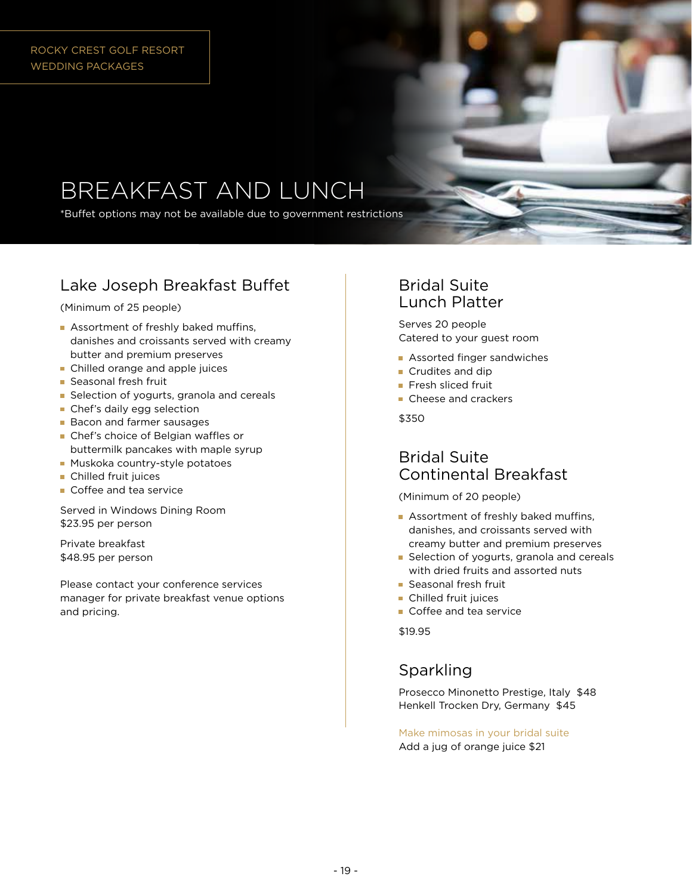# BREAKFAST AND LUNCH

*Buffet options may not be available due to government restrictions

## Lake Joseph Breakfast Buffet

(Minimum of 25 people)

- Assortment of freshly baked muffins, danishes and croissants served with creamy butter and premium preserves
- Chilled orange and apple juices
- Seasonal fresh fruit
- Selection of yogurts, granola and cereals
- Chef's daily egg selection
- Bacon and farmer sausages
- Chef's choice of Belgian waffles or buttermilk pancakes with maple syrup
- Muskoka country-style potatoes
- Chilled fruit juices
- Coffee and tea service

Served in Windows Dining Room
$23.95 per person

Private breakfast
$48.95 per person

Please contact your conference services manager for private breakfast venue options and pricing.

## Bridal Suite Lunch Platter

Serves 20 people
Catered to your guest room

- Assorted finger sandwiches
- Crudites and dip
- Fresh sliced fruit
- Cheese and crackers

$350

## Bridal Suite Continental Breakfast

(Minimum of 20 people)

- Assortment of freshly baked muffins, danishes, and croissants served with creamy butter and premium preserves
- Selection of yogurts, granola and cereals with dried fruits and assorted nuts
- Seasonal fresh fruit
- Chilled fruit juices
- Coffee and tea service

$19.95

## Sparkling

Prosecco Minonetto Prestige, Italy $48
Henkell Trocken Dry, Germany $45

Make mimosas in your bridal suite
Add a jug of orange juice $21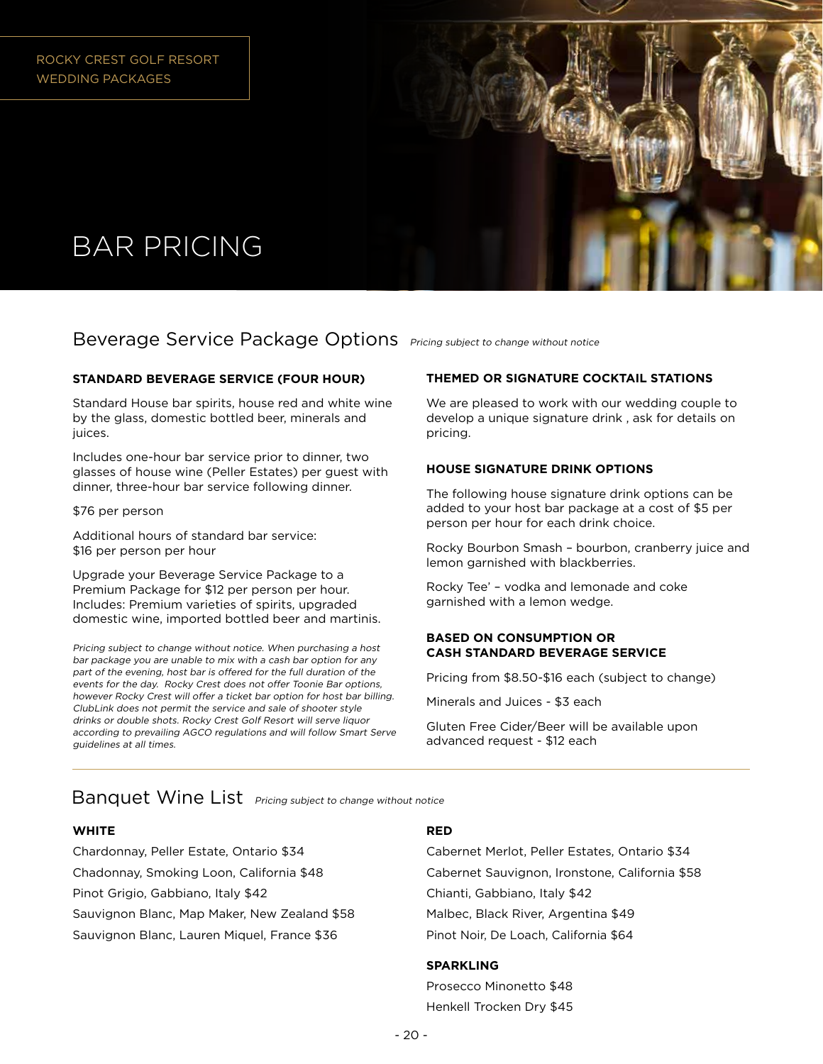ROCKY CREST GOLF RESORT
WEDDING PACKAGES

# BAR PRICING

## Beverage Service Package Options *Pricing subject to change without notice*

**STANDARD BEVERAGE SERVICE (FOUR HOUR)**

Standard House bar spirits, house red and white wine by the glass, domestic bottled beer, minerals and juices.

Includes one-hour bar service prior to dinner, two glasses of house wine (Peller Estates) per guest with dinner, three-hour bar service following dinner.

$76 per person

Additional hours of standard bar service:
$16 per person per hour

Upgrade your Beverage Service Package to a Premium Package for $12 per person per hour. Includes: Premium varieties of spirits, upgraded domestic wine, imported bottled beer and martinis.

*Pricing subject to change without notice. When purchasing a host bar package you are unable to mix with a cash bar option for any part of the evening, host bar is offered for the full duration of the events for the day. Rocky Crest does not offer Toonie Bar options, however Rocky Crest will offer a ticket bar option for host bar billing. ClubLink does not permit the service and sale of shooter style drinks or double shots. Rocky Crest Golf Resort will serve liquor according to prevailing AGCO regulations and will follow Smart Serve guidelines at all times.*

**THEMED OR SIGNATURE COCKTAIL STATIONS**

We are pleased to work with our wedding couple to develop a unique signature drink , ask for details on pricing.

**HOUSE SIGNATURE DRINK OPTIONS**

The following house signature drink options can be added to your host bar package at a cost of $5 per person per hour for each drink choice.

Rocky Bourbon Smash – bourbon, cranberry juice and lemon garnished with blackberries.

Rocky Tee' – vodka and lemonade and coke garnished with a lemon wedge.

**BASED ON CONSUMPTION OR CASH STANDARD BEVERAGE SERVICE**

Pricing from $8.50-$16 each (subject to change)

Minerals and Juices - $3 each

Gluten Free Cider/Beer will be available upon advanced request - $12 each

## Banquet Wine List *Pricing subject to change without notice*

**WHITE**

Chardonnay, Peller Estate, Ontario $34

Chadonnay, Smoking Loon, California $48

Pinot Grigio, Gabbiano, Italy $42

Sauvignon Blanc, Map Maker, New Zealand $58

Sauvignon Blanc, Lauren Miquel, France $36

**RED**

Cabernet Merlot, Peller Estates, Ontario $34

Cabernet Sauvignon, Ironstone, California $58

Chianti, Gabbiano, Italy $42

Malbec, Black River, Argentina $49

Pinot Noir, De Loach, California $64

**SPARKLING**

Prosecco Minonetto $48

Henkell Trocken Dry $45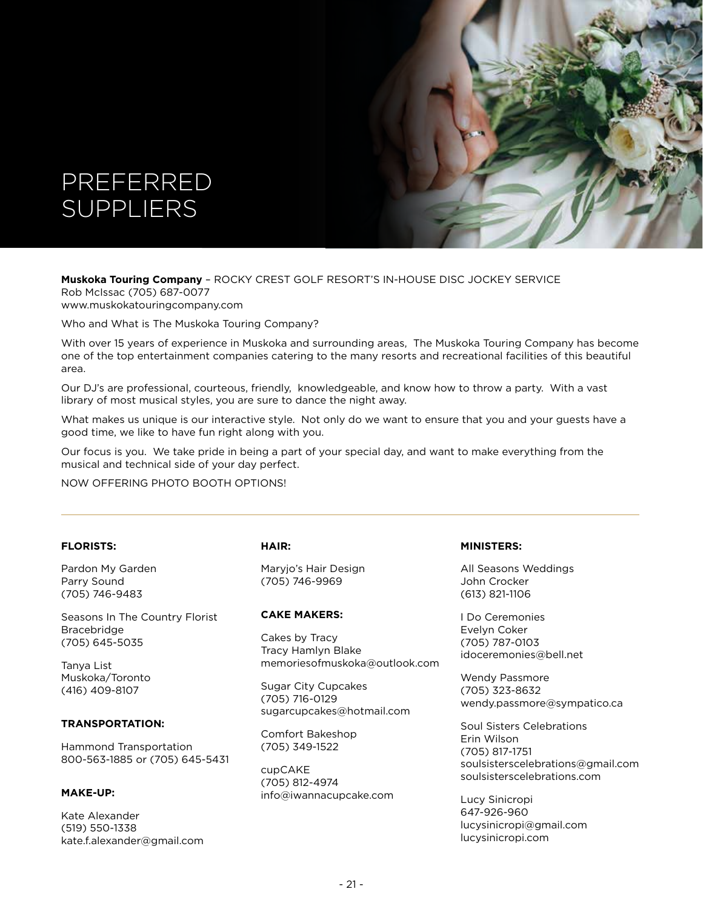# PREFERRED SUPPLIERS

**Muskoka Touring Company** – ROCKY CREST GOLF RESORT'S IN-HOUSE DISC JOCKEY SERVICE
Rob McIssac (705) 687-0077
www.muskokatouringcompany.com

Who and What is The Muskoka Touring Company?

With over 15 years of experience in Muskoka and surrounding areas, The Muskoka Touring Company has become one of the top entertainment companies catering to the many resorts and recreational facilities of this beautiful area.

Our DJ's are professional, courteous, friendly, knowledgeable, and know how to throw a party. With a vast library of most musical styles, you are sure to dance the night away.

What makes us unique is our interactive style. Not only do we want to ensure that you and your guests have a good time, we like to have fun right along with you.

Our focus is you. We take pride in being a part of your special day, and want to make everything from the musical and technical side of your day perfect.

NOW OFFERING PHOTO BOOTH OPTIONS!

---

**FLORISTS:**

Pardon My Garden
Parry Sound
(705) 746-9483

Seasons In The Country Florist
Bracebridge
(705) 645-5035

Tanya List
Muskoka/Toronto
(416) 409-8107

**TRANSPORTATION:**

Hammond Transportation
800-563-1885 or (705) 645-5431

**MAKE-UP:**

Kate Alexander
(519) 550-1338
kate.f.alexander@gmail.com

**HAIR:**

Maryjo's Hair Design
(705) 746-9969

**CAKE MAKERS:**

Cakes by Tracy
Tracy Hamlyn Blake
memoriesofmuskoka@outlook.com

Sugar City Cupcakes
(705) 716-0129
sugarcupcakes@hotmail.com

Comfort Bakeshop
(705) 349-1522

cupCAKE
(705) 812-4974
info@iwannacupcake.com

**MINISTERS:**

All Seasons Weddings
John Crocker
(613) 821-1106

I Do Ceremonies
Evelyn Coker
(705) 787-0103
idoceremonies@bell.net

Wendy Passmore
(705) 323-8632
wendy.passmore@sympatico.ca

Soul Sisters Celebrations
Erin Wilson
(705) 817-1751
soulsisterscelebrations@gmail.com
soulsisterscelebrations.com

Lucy Sinicropi
647-926-960
lucysinicropi@gmail.com
lucysinicropi.com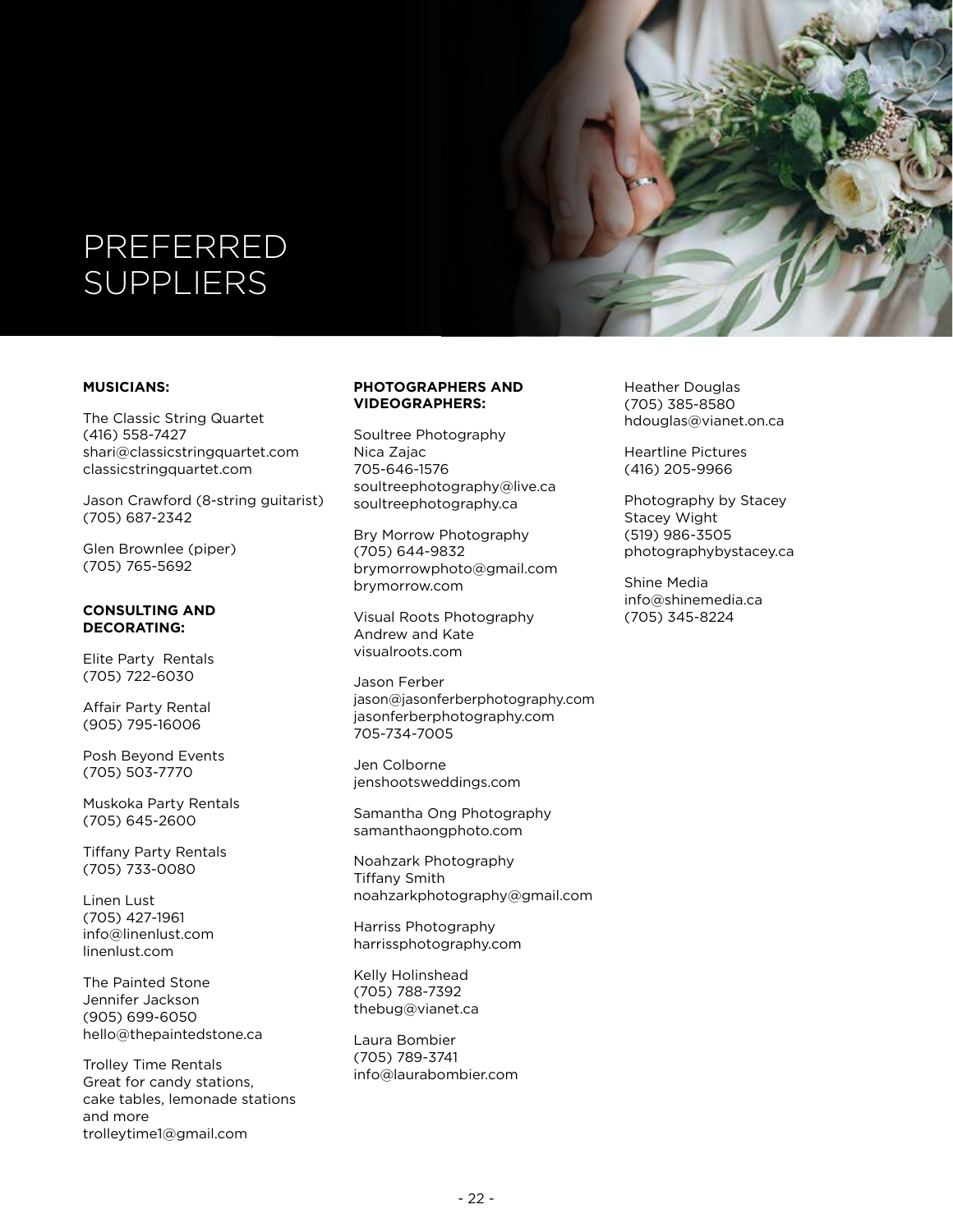# PREFERRED SUPPLIERS

**MUSICIANS:**

The Classic String Quartet
(416) 558-7427
shari@classicstringquartet.com
classicstringquartet.com

Jason Crawford (8-string guitarist)
(705) 687-2342

Glen Brownlee (piper)
(705) 765-5692

**CONSULTING AND DECORATING:**

Elite Party Rentals
(705) 722-6030

Affair Party Rental
(905) 795-16006

Posh Beyond Events
(705) 503-7770

Muskoka Party Rentals
(705) 645-2600

Tiffany Party Rentals
(705) 733-0080

Linen Lust
(705) 427-1961
info@linenlust.com
linenlust.com

The Painted Stone
Jennifer Jackson
(905) 699-6050
hello@thepaintedstone.ca

Trolley Time Rentals
Great for candy stations, cake tables, lemonade stations and more
trolleytime1@gmail.com

**PHOTOGRAPHERS AND VIDEOGRAPHERS:**

Soultree Photography
Nica Zajac
705-646-1576
soultreephotography@live.ca
soultreephotography.ca

Bry Morrow Photography
(705) 644-9832
brymorrowphoto@gmail.com
brymorrow.com

Visual Roots Photography
Andrew and Kate
visualroots.com

Jason Ferber
jason@jasonferberphotography.com
jasonferberphotography.com
705-734-7005

Jen Colborne
jenshootsweddings.com

Samantha Ong Photography
samanthaongphoto.com

Noahzark Photography
Tiffany Smith
noahzarkphotography@gmail.com

Harriss Photography
harrissphotography.com

Kelly Holinshead
(705) 788-7392
thebug@vianet.ca

Laura Bombier
(705) 789-3741
info@laurabombier.com

Heather Douglas
(705) 385-8580
hdouglas@vianet.on.ca

Heartline Pictures
(416) 205-9966

Photography by Stacey
Stacey Wight
(519) 986-3505
photographybystacey.ca

Shine Media
info@shinemedia.ca
(705) 345-8224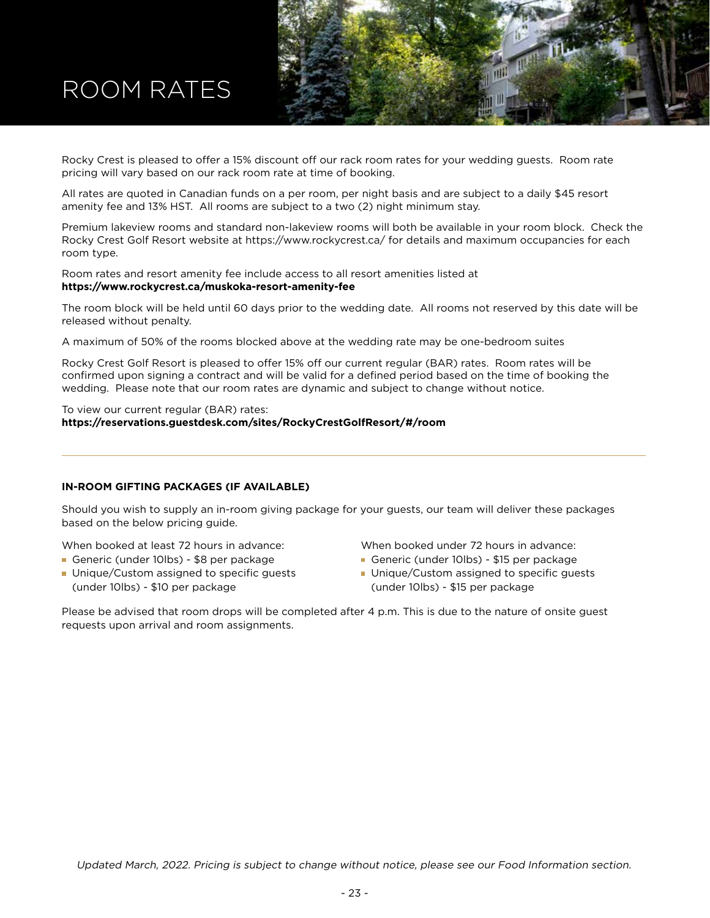# ROOM RATES

Rocky Crest is pleased to offer a 15% discount off our rack room rates for your wedding guests. Room rate pricing will vary based on our rack room rate at time of booking.

All rates are quoted in Canadian funds on a per room, per night basis and are subject to a daily $45 resort amenity fee and 13% HST. All rooms are subject to a two (2) night minimum stay.

Premium lakeview rooms and standard non-lakeview rooms will both be available in your room block. Check the Rocky Crest Golf Resort website at https://www.rockycrest.ca/ for details and maximum occupancies for each room type.

Room rates and resort amenity fee include access to all resort amenities listed at
**https://www.rockycrest.ca/muskoka-resort-amenity-fee**

The room block will be held until 60 days prior to the wedding date. All rooms not reserved by this date will be released without penalty.

A maximum of 50% of the rooms blocked above at the wedding rate may be one-bedroom suites

Rocky Crest Golf Resort is pleased to offer 15% off our current regular (BAR) rates. Room rates will be confirmed upon signing a contract and will be valid for a defined period based on the time of booking the wedding. Please note that our room rates are dynamic and subject to change without notice.

To view our current regular (BAR) rates:
**https://reservations.guestdesk.com/sites/RockyCrestGolfResort/#/room**

---

**IN-ROOM GIFTING PACKAGES (IF AVAILABLE)**

Should you wish to supply an in-room giving package for your guests, our team will deliver these packages based on the below pricing guide.

When booked at least 72 hours in advance:

- Generic (under 10lbs) - $8 per package
- Unique/Custom assigned to specific guests (under 10lbs) - $10 per package

When booked under 72 hours in advance:

- Generic (under 10lbs) - $15 per package
- Unique/Custom assigned to specific guests (under 10lbs) - $15 per package

Please be advised that room drops will be completed after 4 p.m. This is due to the nature of onsite guest requests upon arrival and room assignments.

*Updated March, 2022. Pricing is subject to change without notice, please see our Food Information section.*